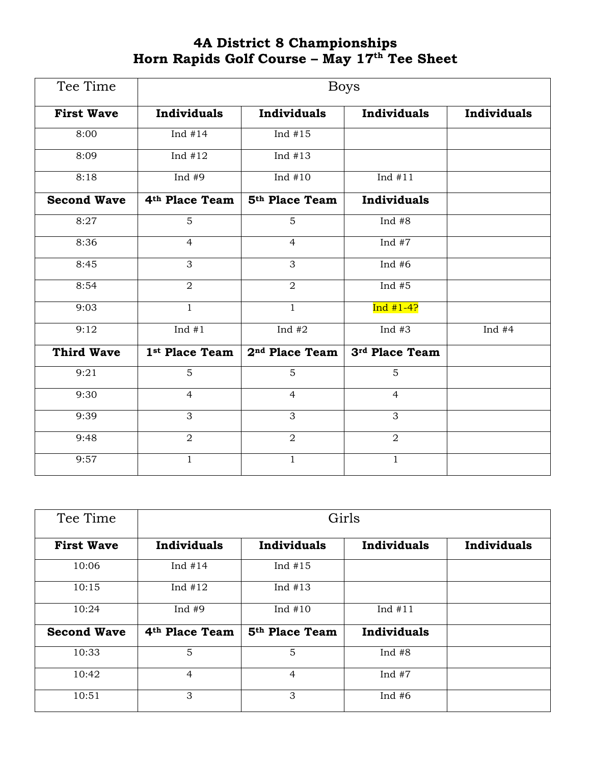# 4A District 8 Championships
# Horn Rapids Golf Course – May 17th Tee Sheet

| Tee Time | Boys | | | |
|---|---|---|---|---|
| **First Wave** | **Individuals** | **Individuals** | **Individuals** | **Individuals** |
| 8:00 | Ind #14 | Ind #15 | | |
| 8:09 | Ind #12 | Ind #13 | | |
| 8:18 | Ind #9 | Ind #10 | Ind #11 | |
| **Second Wave** | **4th Place Team** | **5th Place Team** | **Individuals** | |
| 8:27 | 5 | 5 | Ind #8 | |
| 8:36 | 4 | 4 | Ind #7 | |
| 8:45 | 3 | 3 | Ind #6 | |
| 8:54 | 2 | 2 | Ind #5 | |
| 9:03 | 1 | 1 | Ind #1-4? | |
| 9:12 | Ind #1 | Ind #2 | Ind #3 | Ind #4 |
| **Third Wave** | **1st Place Team** | **2nd Place Team** | **3rd Place Team** | |
| 9:21 | 5 | 5 | 5 | |
| 9:30 | 4 | 4 | 4 | |
| 9:39 | 3 | 3 | 3 | |
| 9:48 | 2 | 2 | 2 | |
| 9:57 | 1 | 1 | 1 | |

| Tee Time | Girls | | | |
|---|---|---|---|---|
| **First Wave** | **Individuals** | **Individuals** | **Individuals** | **Individuals** |
| 10:06 | Ind #14 | Ind #15 | | |
| 10:15 | Ind #12 | Ind #13 | | |
| 10:24 | Ind #9 | Ind #10 | Ind #11 | |
| **Second Wave** | **4th Place Team** | **5th Place Team** | **Individuals** | |
| 10:33 | 5 | 5 | Ind #8 | |
| 10:42 | 4 | 4 | Ind #7 | |
| 10:51 | 3 | 3 | Ind #6 | |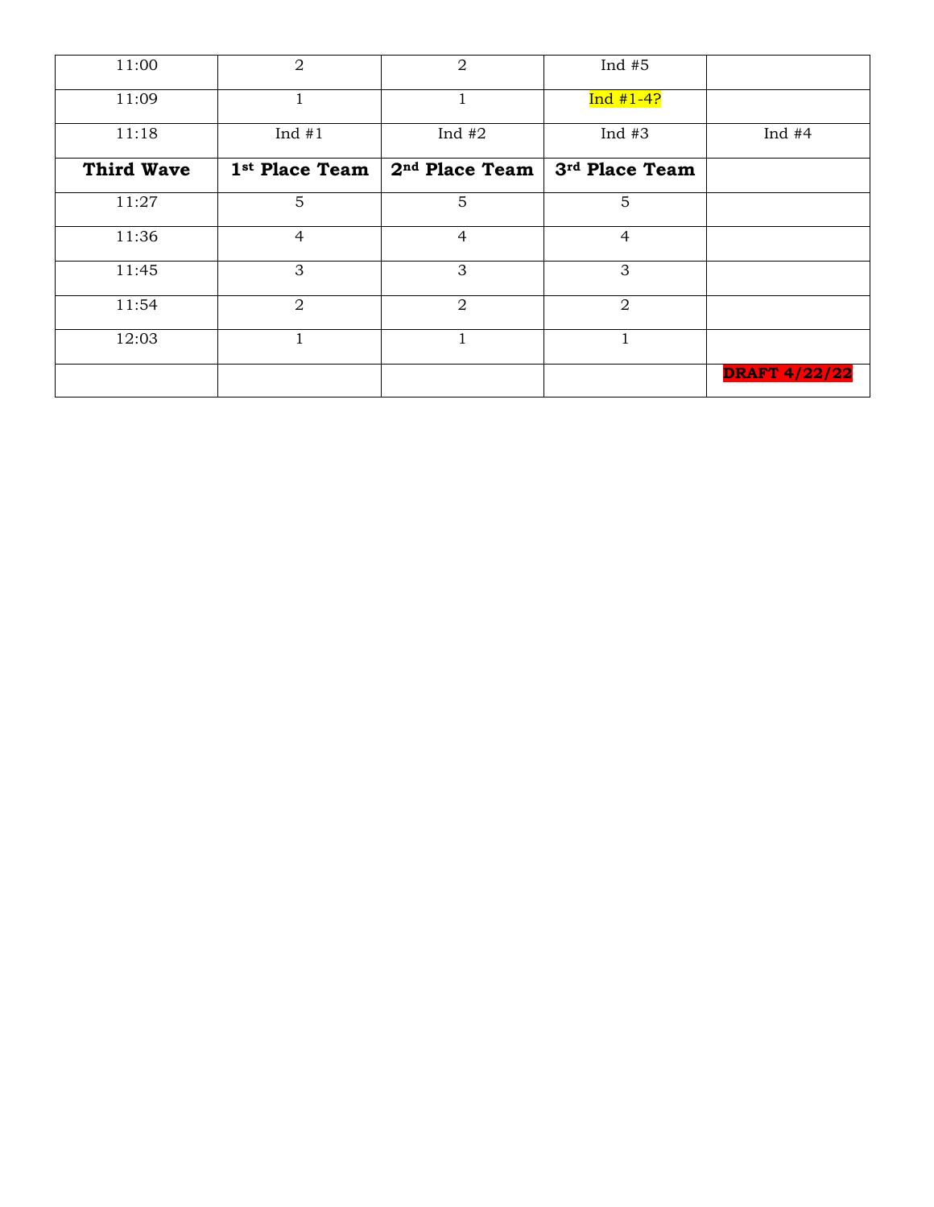| | | | | |
|---|---|---|---|---|
| 11:00 | 2 | 2 | Ind #5 | |
| 11:09 | 1 | 1 | Ind #1-4? | |
| 11:18 | Ind #1 | Ind #2 | Ind #3 | Ind #4 |
| **Third Wave** | **1st Place Team** | **2nd Place Team** | **3rd Place Team** | |
| 11:27 | 5 | 5 | 5 | |
| 11:36 | 4 | 4 | 4 | |
| 11:45 | 3 | 3 | 3 | |
| 11:54 | 2 | 2 | 2 | |
| 12:03 | 1 | 1 | 1 | |
| | | | | **DRAFT 4/22/22** |